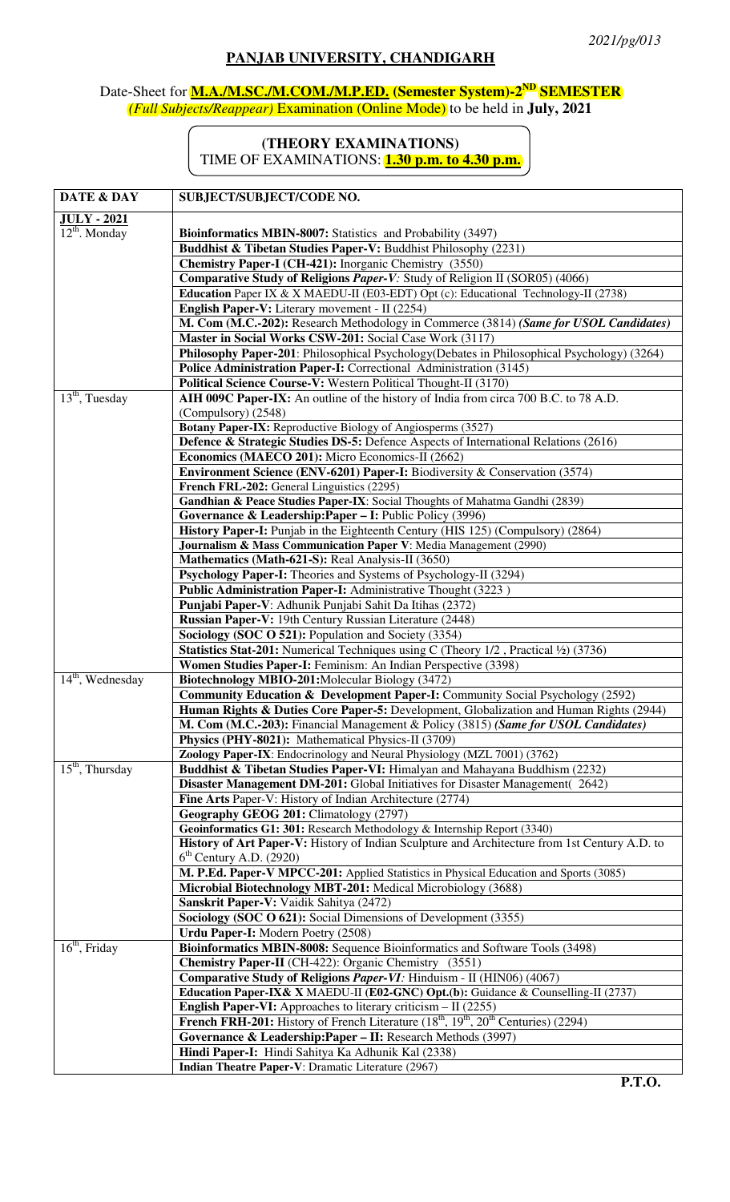*2021/pg/013*

## PANJAB UNIVERSITY, CHANDIGARH

### Date-Sheet for **M.A./M.SC./M.COM./M.P.ED. (Semester System)-2ND SEMESTER** *(Full Subjects/Reappear)* Examination (Online Mode) to be held in **July, 2021**

**(THEORY EXAMINATIONS)**
TIME OF EXAMINATIONS: **1.30 p.m. to 4.30 p.m.**

| DATE & DAY | SUBJECT/SUBJECT/CODE NO. |
|---|---|
| **JULY - 2021** | |
| 12th. Monday | **Bioinformatics MBIN-8007:** Statistics and Probability (3497) |
| | **Buddhist & Tibetan Studies Paper-V:** Buddhist Philosophy (2231) |
| | **Chemistry Paper-I (CH-421):** Inorganic Chemistry (3550) |
| | **Comparative Study of Religions *Paper-V*:** Study of Religion II (SOR05) (4066) |
| | **Education** Paper IX & X MAEDU-II (E03-EDT) Opt (c): Educational Technology-II (2738) |
| | **English Paper-V:** Literary movement - II (2254) |
| | **M. Com (M.C.-202):** Research Methodology in Commerce (3814) ***(Same for USOL Candidates)*** |
| | **Master in Social Works CSW-201:** Social Case Work (3117) |
| | **Philosophy Paper-201**: Philosophical Psychology(Debates in Philosophical Psychology) (3264) |
| | **Police Administration Paper-I:** Correctional Administration (3145) |
| | **Political Science Course-V:** Western Political Thought-II (3170) |
| 13th, Tuesday | **AIH 009C Paper-IX:** An outline of the history of India from circa 700 B.C. to 78 A.D. (Compulsory) (2548) |
| | **Botany Paper-IX:** Reproductive Biology of Angiosperms (3527) |
| | **Defence & Strategic Studies DS-5:** Defence Aspects of International Relations (2616) |
| | **Economics (MAECO 201):** Micro Economics-II (2662) |
| | **Environment Science (ENV-6201) Paper-I:** Biodiversity & Conservation (3574) |
| | **French FRL-202:** General Linguistics (2295) |
| | **Gandhian & Peace Studies Paper-IX**: Social Thoughts of Mahatma Gandhi (2839) |
| | **Governance & Leadership:Paper – I:** Public Policy (3996) |
| | **History Paper-I:** Punjab in the Eighteenth Century (HIS 125) (Compulsory) (2864) |
| | **Journalism & Mass Communication Paper V**: Media Management (2990) |
| | **Mathematics (Math-621-S):** Real Analysis-II (3650) |
| | **Psychology Paper-I:** Theories and Systems of Psychology-II (3294) |
| | **Public Administration Paper-I:** Administrative Thought (3223 ) |
| | **Punjabi Paper-V**: Adhunik Punjabi Sahit Da Itihas (2372) |
| | **Russian Paper-V:** 19th Century Russian Literature (2448) |
| | **Sociology (SOC O 521):** Population and Society (3354) |
| | **Statistics Stat-201:** Numerical Techniques using C (Theory 1/2 , Practical ½) (3736) |
| | **Women Studies Paper-I:** Feminism: An Indian Perspective (3398) |
| 14th, Wednesday | **Biotechnology MBIO-201:**Molecular Biology (3472) |
| | **Community Education & Development Paper-I:** Community Social Psychology (2592) |
| | **Human Rights & Duties Core Paper-5:** Development, Globalization and Human Rights (2944) |
| | **M. Com (M.C.-203):** Financial Management & Policy (3815) ***(Same for USOL Candidates)*** |
| | **Physics (PHY-8021):** Mathematical Physics-II (3709) |
| | **Zoology Paper-IX**: Endocrinology and Neural Physiology (MZL 7001) (3762) |
| 15th, Thursday | **Buddhist & Tibetan Studies Paper-VI:** Himalyan and Mahayana Buddhism (2232) |
| | **Disaster Management DM-201:** Global Initiatives for Disaster Management( 2642) |
| | **Fine Arts** Paper-V: History of Indian Architecture (2774) |
| | **Geography GEOG 201:** Climatology (2797) |
| | **Geoinformatics G1: 301:** Research Methodology & Internship Report (3340) |
| | **History of Art Paper-V:** History of Indian Sculpture and Architecture from 1st Century A.D. to 6th Century A.D. (2920) |
| | **M. P.Ed. Paper-V MPCC-201:** Applied Statistics in Physical Education and Sports (3085) |
| | **Microbial Biotechnology MBT-201:** Medical Microbiology (3688) |
| | **Sanskrit Paper-V:** Vaidik Sahitya (2472) |
| | **Sociology (SOC O 621):** Social Dimensions of Development (3355) |
| | **Urdu Paper-I:** Modern Poetry (2508) |
| 16th, Friday | **Bioinformatics MBIN-8008:** Sequence Bioinformatics and Software Tools (3498) |
| | **Chemistry Paper-II** (CH-422): Organic Chemistry (3551) |
| | **Comparative Study of Religions *Paper-VI*:** Hinduism - II (HIN06) (4067) |
| | **Education Paper-IX& X** MAEDU-II **(E02-GNC) Opt.(b):** Guidance & Counselling-II (2737) |
| | **English Paper-VI:** Approaches to literary criticism – II (2255) |
| | **French FRH-201:** History of French Literature (18th, 19th, 20th Centuries) (2294) |
| | **Governance & Leadership:Paper – II:** Research Methods (3997) |
| | **Hindi Paper-I:** Hindi Sahitya Ka Adhunik Kal (2338) |
| | **Indian Theatre Paper-V**: Dramatic Literature (2967) |

**P.T.O.**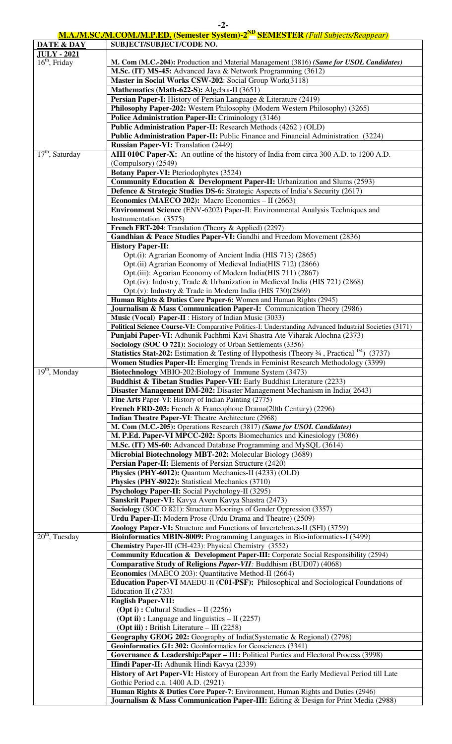## M.A./M.SC./M.COM./M.P.ED. (Semester System)-2[ND] SEMESTER *(Full Subjects/Reappear)*

| DATE & DAY | SUBJECT/SUBJECT/CODE NO. |
|---|---|
| **JULY - 2021** | |
| 16[th], Friday | **M. Com (M.C.-204):** Production and Material Management (3816) ***(Same for USOL Candidates)*** |
| | **M.Sc. (IT) MS-45:** Advanced Java & Network Programming (3612) |
| | **Master in Social Works CSW-202**: Social Group Work(3118) |
| | **Mathematics (Math-622-S):** Algebra-II (3651) |
| | **Persian Paper-I:** History of Persian Language & Literature (2419) |
| | **Philosophy Paper-202:** Western Philosophy (Modern Western Philosophy) (3265) |
| | **Police Administration Paper-II:** Criminology (3146) |
| | **Public Administration Paper-II:** Research Methods (4262 ) (OLD) |
| | **Public Administration Paper-II:** Public Finance and Financial Administration (3224) |
| | **Russian Paper-VI:** Translation (2449) |
| 17[th], Saturday | **AIH 010C Paper-X:** An outline of the history of India from circa 300 A.D. to 1200 A.D. (Compulsory) (2549) |
| | **Botany Paper-VI:** Pteriodophytes (3524) |
| | **Community Education & Development Paper-II:** Urbanization and Slums (2593) |
| | **Defence & Strategic Studies DS-6:** Strategic Aspects of India's Security (2617) |
| | **Economics (MAECO 202):** Macro Economics – II (2663) |
| | **Environment Science** (ENV-6202) Paper-II: Environmental Analysis Techniques and Instrumentation (3575) |
| | **French FRT-204**: Translation (Theory & Applied) (2297) |
| | **Gandhian & Peace Studies Paper-VI:** Gandhi and Freedom Movement (2836) |
| | **History Paper-II:**<br>Opt.(i): Agrarian Economy of Ancient India (HIS 713) (2865)<br>Opt.(ii) Agrarian Economy of Medieval India(HIS 712) (2866)<br>Opt.(iii): Agrarian Economy of Modern India(HIS 711) (2867)<br>Opt.(iv): Industry, Trade & Urbanization in Medieval India (HIS 721) (2868)<br>Opt.(v): Industry & Trade in Modern India (HIS 730)(2869) |
| | **Human Rights & Duties Core Paper-6:** Women and Human Rights (2945) |
| | **Journalism & Mass Communication Paper-I:** Communication Theory (2986) |
| | **Music (Vocal) Paper-II** : History of Indian Music (3033) |
| | **Political Science Course-VI:** Comparative Politics-I: Understanding Advanced Industrial Societies (3171) |
| | **Punjabi Paper-VI:** Adhunik Pachhmi Kavi Shastra Ate Viharak Alochna (2373) |
| | **Sociology (SOC O 721):** Sociology of Urban Settlements (3356) |
| | **Statistics Stat-202:** Estimation & Testing of Hypothesis (Theory ¾ , Practical ¼) (3737) |
| | **Women Studies Paper-II:** Emerging Trends in Feminist Research Methodology (3399) |
| 19[th], Monday | **Biotechnology** MBIO-202:Biology of Immune System (3473) |
| | **Buddhist & Tibetan Studies Paper-VII:** Early Buddhist Literature (2233) |
| | **Disaster Management DM-202:** Disaster Management Mechanism in India( 2643) |
| | **Fine Arts** Paper-VI: History of Indian Painting (2775) |
| | **French FRD-203:** French & Francophone Drama(20th Century) (2296) |
| | **Indian Theatre Paper-VI**: Theatre Architecture (2968) |
| | **M. Com (M.C.-205):** Operations Research (3817) ***(Same for USOL Candidates)*** |
| | **M. P.Ed. Paper-VI MPCC-202:** Sports Biomechanics and Kinesiology (3086) |
| | **M.Sc. (IT) MS-60:** Advanced Database Programming and MySQL (3614) |
| | **Microbial Biotechnology MBT-202:** Molecular Biology (3689) |
| | **Persian Paper-II:** Elements of Persian Structure (2420) |
| | **Physics (PHY-6012):** Quantum Mechanics-II (4233) (OLD) |
| | **Physics (PHY-8022):** Statistical Mechanics (3710) |
| | **Psychology Paper-II:** Social Psychology-II (3295) |
| | **Sanskrit Paper-VI:** Kavya Avem Kavya Shastra (2473) |
| | **Sociology** (SOC O 821): Structure Moorings of Gender Oppression (3357) |
| | **Urdu Paper-II:** Modern Prose (Urdu Drama and Theatre) (2509) |
| | **Zoology Paper-VI:** Structure and Functions of Invertebrates-II (SFI) (3759) |
| 20[th], Tuesday | **Bioinformatics MBIN-8009:** Programming Languages in Bio-informatics-I (3499) |
| | **Chemistry** Paper-III (CH-423): Physical Chemistry (3552) |
| | **Community Education & Development Paper-III:** Corporate Social Responsibility (2594) |
| | **Comparative Study of Religions *Paper-VII*:** Buddhism (BUD07) (4068) |
| | **Economics** (MAECO 203): Quantitative Method-II (2664) |
| | **Education Paper-VI** MAEDU-II **(C01-PSF):** Philosophical and Sociological Foundations of Education-II (2733) |
| | **English Paper-VII:**<br>**(Opt i) :** Cultural Studies – II (2256)<br>**(Opt ii) :** Language and linguistics – II (2257)<br>**(Opt iii) :** British Literature – III (2258) |
| | **Geography GEOG 202:** Geography of India(Systematic & Regional) (2798) |
| | **Geoinformatics G1: 302:** Geoinformatics for Geosciences (3341) |
| | **Governance & Leadership:Paper – III:** Political Parties and Electoral Process (3998) |
| | **Hindi Paper-II:** Adhunik Hindi Kavya (2339) |
| | **History of Art Paper-VI:** History of European Art from the Early Medieval Period till Late Gothic Period c.a. 1400 A.D. (2921) |
| | **Human Rights & Duties Core Paper-7**: Environment, Human Rights and Duties (2946) |
| | **Journalism & Mass Communication Paper-III:** Editing & Design for Print Media (2988) |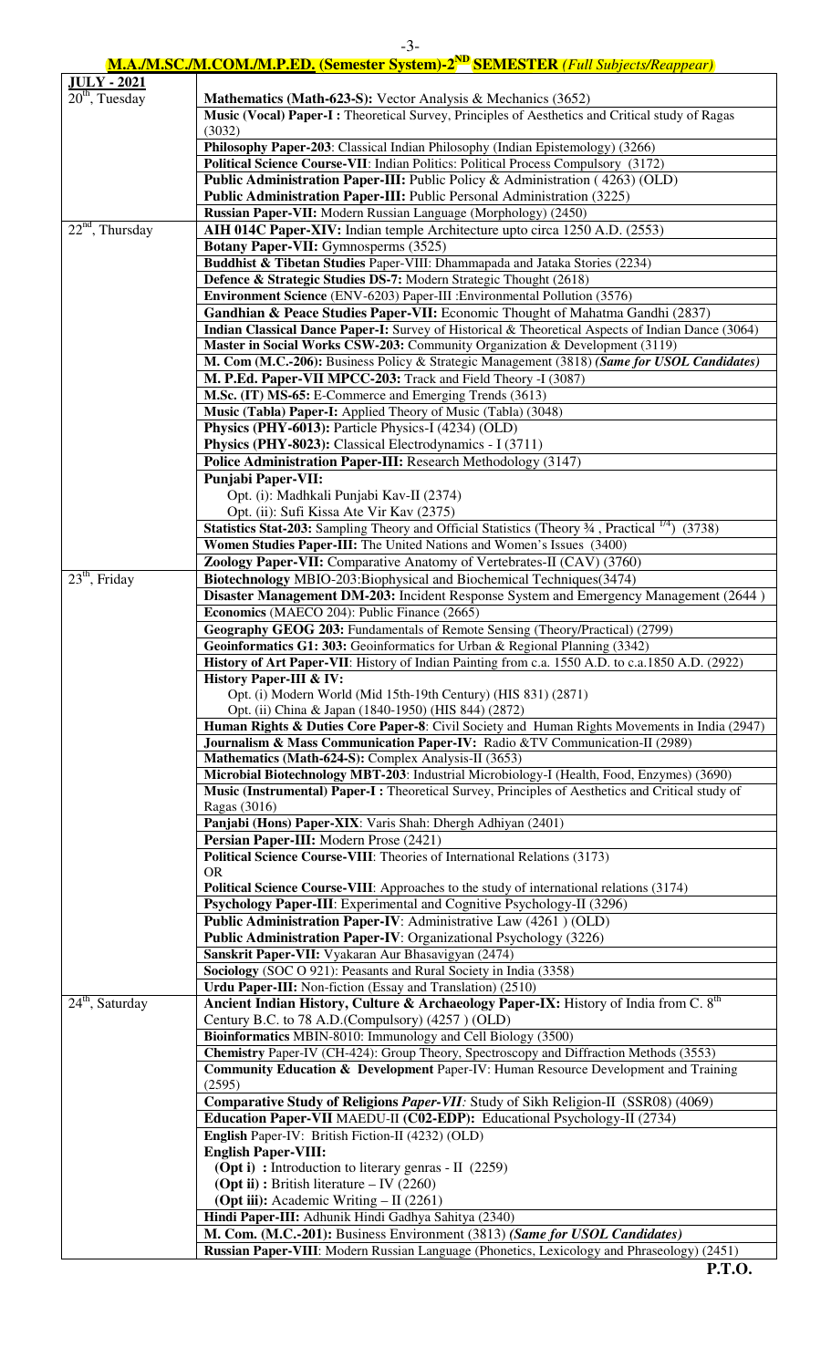## M.A./M.SC./M.COM./M.P.ED. (Semester System)-2ND SEMESTER *(Full Subjects/Reappear)*

| JULY - 2021 | |
|---|---|
| 20th, Tuesday | **Mathematics (Math-623-S):** Vector Analysis & Mechanics (3652) |
| | **Music (Vocal) Paper-I :** Theoretical Survey, Principles of Aesthetics and Critical study of Ragas (3032) |
| | **Philosophy Paper-203**: Classical Indian Philosophy (Indian Epistemology) (3266) |
| | **Political Science Course-VII**: Indian Politics: Political Process Compulsory (3172) |
| | **Public Administration Paper-III:** Public Policy & Administration ( 4263) (OLD) |
| | **Public Administration Paper-III:** Public Personal Administration (3225) |
| | **Russian Paper-VII:** Modern Russian Language (Morphology) (2450) |
| 22nd, Thursday | **AIH 014C Paper-XIV:** Indian temple Architecture upto circa 1250 A.D. (2553) |
| | **Botany Paper-VII:** Gymnosperms (3525) |
| | **Buddhist & Tibetan Studies** Paper-VIII: Dhammapada and Jataka Stories (2234) |
| | **Defence & Strategic Studies DS-7:** Modern Strategic Thought (2618) |
| | **Environment Science** (ENV-6203) Paper-III :Environmental Pollution (3576) |
| | **Gandhian & Peace Studies Paper-VII:** Economic Thought of Mahatma Gandhi (2837) |
| | **Indian Classical Dance Paper-I:** Survey of Historical & Theoretical Aspects of Indian Dance (3064) |
| | **Master in Social Works CSW-203:** Community Organization & Development (3119) |
| | **M. Com (M.C.-206):** Business Policy & Strategic Management (3818) ***(Same for USOL Candidates)*** |
| | **M. P.Ed. Paper-VII MPCC-203:** Track and Field Theory -I (3087) |
| | **M.Sc. (IT) MS-65:** E-Commerce and Emerging Trends (3613) |
| | **Music (Tabla) Paper-I:** Applied Theory of Music (Tabla) (3048) |
| | **Physics (PHY-6013):** Particle Physics-I (4234) (OLD) |
| | **Physics (PHY-8023):** Classical Electrodynamics - I (3711) |
| | **Police Administration Paper-III:** Research Methodology (3147) |
| | **Punjabi Paper-VII:**<br>Opt. (i): Madhkali Punjabi Kav-II (2374)<br>Opt. (ii): Sufi Kissa Ate Vir Kav (2375) |
| | **Statistics Stat-203:** Sampling Theory and Official Statistics (Theory ¾ , Practical ¼) (3738) |
| | **Women Studies Paper-III:** The United Nations and Women's Issues (3400) |
| | **Zoology Paper-VII:** Comparative Anatomy of Vertebrates-II (CAV) (3760) |
| 23th, Friday | **Biotechnology** MBIO-203:Biophysical and Biochemical Techniques(3474) |
| | **Disaster Management DM-203:** Incident Response System and Emergency Management (2644 ) |
| | **Economics** (MAECO 204): Public Finance (2665) |
| | **Geography GEOG 203:** Fundamentals of Remote Sensing (Theory/Practical) (2799) |
| | **Geoinformatics G1: 303:** Geoinformatics for Urban & Regional Planning (3342) |
| | **History of Art Paper-VII**: History of Indian Painting from c.a. 1550 A.D. to c.a.1850 A.D. (2922) |
| | **History Paper-III & IV:**<br>Opt. (i) Modern World (Mid 15th-19th Century) (HIS 831) (2871)<br>Opt. (ii) China & Japan (1840-1950) (HIS 844) (2872) |
| | **Human Rights & Duties Core Paper-8**: Civil Society and Human Rights Movements in India (2947) |
| | **Journalism & Mass Communication Paper-IV:** Radio &TV Communication-II (2989) |
| | **Mathematics (Math-624-S):** Complex Analysis-II (3653) |
| | **Microbial Biotechnology MBT-203**: Industrial Microbiology-I (Health, Food, Enzymes) (3690) |
| | **Music (Instrumental) Paper-I :** Theoretical Survey, Principles of Aesthetics and Critical study of Ragas (3016) |
| | **Panjabi (Hons) Paper-XIX**: Varis Shah: Dhergh Adhiyan (2401) |
| | **Persian Paper-III:** Modern Prose (2421) |
| | **Political Science Course-VIII**: Theories of International Relations (3173)<br>OR<br>**Political Science Course-VIII**: Approaches to the study of international relations (3174) |
| | **Psychology Paper-III**: Experimental and Cognitive Psychology-II (3296) |
| | **Public Administration Paper-IV**: Administrative Law (4261 ) (OLD) |
| | **Public Administration Paper-IV**: Organizational Psychology (3226) |
| | **Sanskrit Paper-VII:** Vyakaran Aur Bhasavigyan (2474) |
| | **Sociology** (SOC O 921): Peasants and Rural Society in India (3358) |
| | **Urdu Paper-III:** Non-fiction (Essay and Translation) (2510) |
| 24th, Saturday | **Ancient Indian History, Culture & Archaeology Paper-IX:** History of India from C. 8th Century B.C. to 78 A.D.(Compulsory) (4257 ) (OLD) |
| | **Bioinformatics** MBIN-8010: Immunology and Cell Biology (3500) |
| | **Chemistry** Paper-IV (CH-424): Group Theory, Spectroscopy and Diffraction Methods (3553) |
| | **Community Education & Development** Paper-IV: Human Resource Development and Training (2595) |
| | **Comparative Study of Religions** ***Paper-VII:*** Study of Sikh Religion-II (SSR08) (4069) |
| | **Education Paper-VII** MAEDU-II **(C02-EDP):** Educational Psychology-II (2734) |
| | **English** Paper-IV: British Fiction-II (4232) (OLD) |
| | **English Paper-VIII:**<br>**(Opt i) :** Introduction to literary genras - II (2259)<br>**(Opt ii) :** British literature – IV (2260)<br>**(Opt iii):** Academic Writing – II (2261) |
| | **Hindi Paper-III:** Adhunik Hindi Gadhya Sahitya (2340) |
| | **M. Com. (M.C.-201):** Business Environment (3813) ***(Same for USOL Candidates)*** |
| | **Russian Paper-VIII**: Modern Russian Language (Phonetics, Lexicology and Phraseology) (2451) |

**P.T.O.**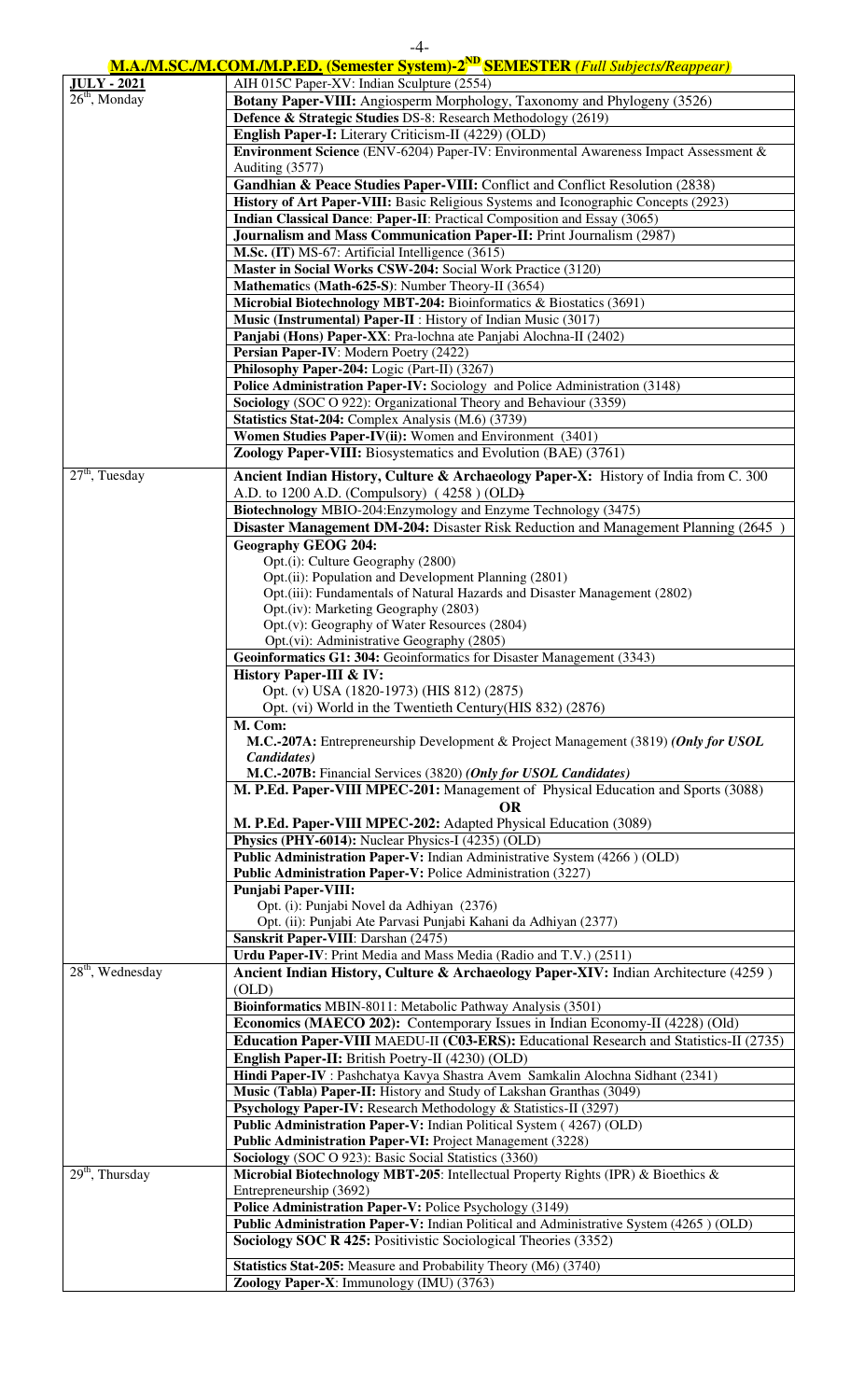## M.A./M.SC./M.COM./M.P.ED. (Semester System)-2ND SEMESTER *(Full Subjects/Reappear)*

| JULY - 2021 | AIH 015C Paper-XV: Indian Sculpture (2554) |
|---|---|
| 26th, Monday | **Botany Paper-VIII:** Angiosperm Morphology, Taxonomy and Phylogeny (3526) |
| | **Defence & Strategic Studies** DS-8: Research Methodology (2619) |
| | **English Paper-I:** Literary Criticism-II (4229) (OLD) |
| | **Environment Science** (ENV-6204) Paper-IV: Environmental Awareness Impact Assessment & Auditing (3577) |
| | **Gandhian & Peace Studies Paper-VIII:** Conflict and Conflict Resolution (2838) |
| | **History of Art Paper-VIII:** Basic Religious Systems and Iconographic Concepts (2923) |
| | **Indian Classical Dance**: **Paper-II**: Practical Composition and Essay (3065) |
| | **Journalism and Mass Communication Paper-II:** Print Journalism (2987) |
| | **M.Sc. (IT)** MS-67: Artificial Intelligence (3615) |
| | **Master in Social Works CSW-204:** Social Work Practice (3120) |
| | **Mathematics (Math-625-S)**: Number Theory-II (3654) |
| | **Microbial Biotechnology MBT-204:** Bioinformatics & Biostatics (3691) |
| | **Music (Instrumental) Paper-II** : History of Indian Music (3017) |
| | **Panjabi (Hons) Paper-XX**: Pra-lochna ate Panjabi Alochna-II (2402) |
| | **Persian Paper-IV**: Modern Poetry (2422) |
| | **Philosophy Paper-204:** Logic (Part-II) (3267) |
| | **Police Administration Paper-IV:** Sociology and Police Administration (3148) |
| | **Sociology** (SOC O 922): Organizational Theory and Behaviour (3359) |
| | **Statistics Stat-204:** Complex Analysis (M.6) (3739) |
| | **Women Studies Paper-IV(ii):** Women and Environment (3401) |
| | **Zoology Paper-VIII:** Biosystematics and Evolution (BAE) (3761) |
| 27th, Tuesday | **Ancient Indian History, Culture & Archaeology Paper-X:** History of India from C. 300 A.D. to 1200 A.D. (Compulsory) (4258) (OLD) |
| | **Biotechnology** MBIO-204:Enzymology and Enzyme Technology (3475) |
| | **Disaster Management DM-204:** Disaster Risk Reduction and Management Planning (2645) |
| | **Geography GEOG 204:**<br>Opt.(i): Culture Geography (2800)<br>Opt.(ii): Population and Development Planning (2801)<br>Opt.(iii): Fundamentals of Natural Hazards and Disaster Management (2802)<br>Opt.(iv): Marketing Geography (2803)<br>Opt.(v): Geography of Water Resources (2804)<br>Opt.(vi): Administrative Geography (2805) |
| | **Geoinformatics G1: 304:** Geoinformatics for Disaster Management (3343) |
| | **History Paper-III & IV:**<br>Opt. (v) USA (1820-1973) (HIS 812) (2875)<br>Opt. (vi) World in the Twentieth Century(HIS 832) (2876) |
| | **M. Com:**<br>**M.C.-207A:** Entrepreneurship Development & Project Management (3819) ***(Only for USOL Candidates)***<br>**M.C.-207B:** Financial Services (3820) ***(Only for USOL Candidates)*** |
| | **M. P.Ed. Paper-VIII MPEC-201:** Management of Physical Education and Sports (3088)<br>**OR**<br>**M. P.Ed. Paper-VIII MPEC-202:** Adapted Physical Education (3089) |
| | **Physics (PHY-6014):** Nuclear Physics-I (4235) (OLD) |
| | **Public Administration Paper-V:** Indian Administrative System (4266) (OLD) |
| | **Public Administration Paper-V:** Police Administration (3227) |
| | **Punjabi Paper-VIII:**<br>Opt. (i): Punjabi Novel da Adhiyan (2376)<br>Opt. (ii): Punjabi Ate Parvasi Punjabi Kahani da Adhiyan (2377) |
| | **Sanskrit Paper-VIII**: Darshan (2475) |
| | **Urdu Paper-IV**: Print Media and Mass Media (Radio and T.V.) (2511) |
| 28th, Wednesday | **Ancient Indian History, Culture & Archaeology Paper-XIV:** Indian Architecture (4259) (OLD) |
| | **Bioinformatics** MBIN-8011: Metabolic Pathway Analysis (3501) |
| | **Economics (MAECO 202):** Contemporary Issues in Indian Economy-II (4228) (Old) |
| | **Education Paper-VIII** MAEDU-II **(C03-ERS):** Educational Research and Statistics-II (2735) |
| | **English Paper-II:** British Poetry-II (4230) (OLD) |
| | **Hindi Paper-IV** : Pashchatya Kavya Shastra Avem Samkalin Alochna Sidhant (2341) |
| | **Music (Tabla) Paper-II:** History and Study of Lakshan Granthas (3049) |
| | **Psychology Paper-IV:** Research Methodology & Statistics-II (3297) |
| | **Public Administration Paper-V:** Indian Political System (4267) (OLD) |
| | **Public Administration Paper-VI:** Project Management (3228) |
| | **Sociology** (SOC O 923): Basic Social Statistics (3360) |
| 29th, Thursday | **Microbial Biotechnology MBT-205**: Intellectual Property Rights (IPR) & Bioethics & Entrepreneurship (3692) |
| | **Police Administration Paper-V:** Police Psychology (3149) |
| | **Public Administration Paper-V:** Indian Political and Administrative System (4265) (OLD) |
| | **Sociology SOC R 425:** Positivistic Sociological Theories (3352) |
| | **Statistics Stat-205:** Measure and Probability Theory (M6) (3740) |
| | **Zoology Paper-X**: Immunology (IMU) (3763) |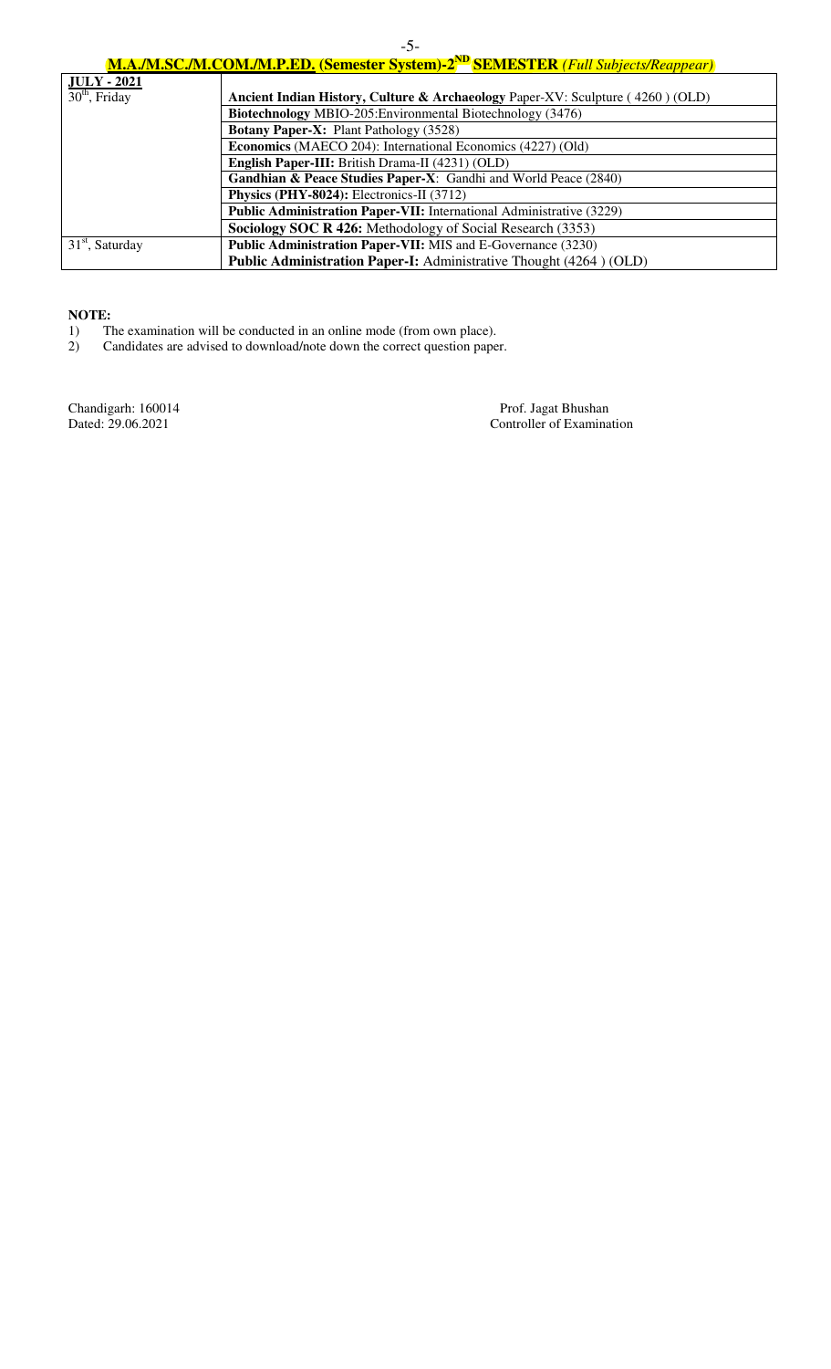## M.A./M.SC./M.COM./M.P.ED. (Semester System)-2^ND SEMESTER *(Full Subjects/Reappear)*

| JULY - 2021 | |
|---|---|
| 30th, Friday | **Ancient Indian History, Culture & Archaeology** Paper-XV: Sculpture ( 4260 ) (OLD) |
| | **Biotechnology** MBIO-205:Environmental Biotechnology (3476) |
| | **Botany Paper-X:** Plant Pathology (3528) |
| | **Economics** (MAECO 204): International Economics (4227) (Old) |
| | **English Paper-III:** British Drama-II (4231) (OLD) |
| | **Gandhian & Peace Studies Paper-X**: Gandhi and World Peace (2840) |
| | **Physics (PHY-8024):** Electronics-II (3712) |
| | **Public Administration Paper-VII:** International Administrative (3229) |
| | **Sociology SOC R 426:** Methodology of Social Research (3353) |
| 31st, Saturday | **Public Administration Paper-VII:** MIS and E-Governance (3230) |
| | **Public Administration Paper-I:** Administrative Thought (4264 ) (OLD) |

**NOTE:**

1) The examination will be conducted in an online mode (from own place).
2) Candidates are advised to download/note down the correct question paper.

Chandigarh: 160014
Dated: 29.06.2021

Prof. Jagat Bhushan
Controller of Examination